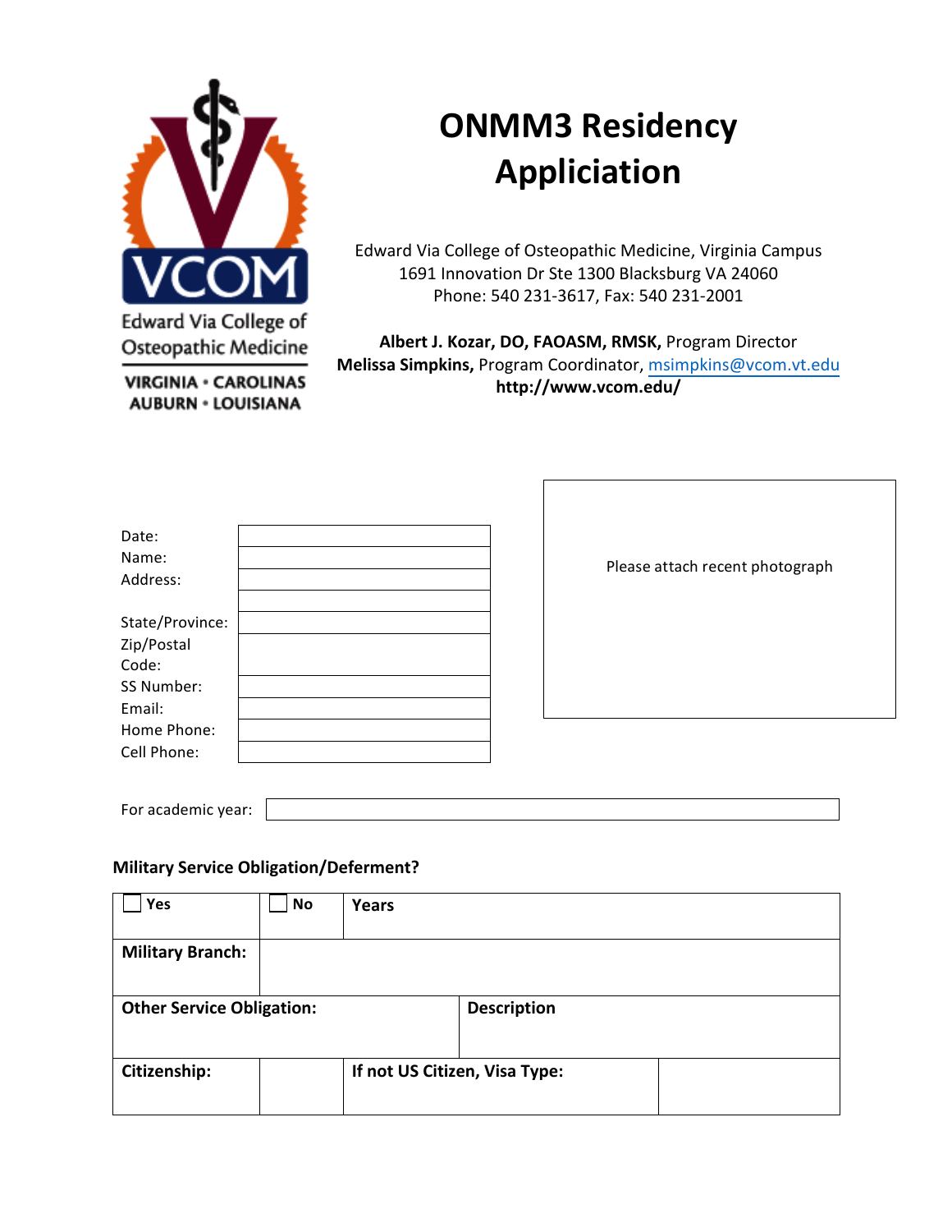Edward Via College of Osteopathic Medicine

VIRGINIA • CAROLINAS
AUBURN • LOUISIANA

# ONMM3 Residency Appliciation

Edward Via College of Osteopathic Medicine, Virginia Campus
1691 Innovation Dr Ste 1300 Blacksburg VA 24060
Phone: 540 231-3617, Fax: 540 231-2001

**Albert J. Kozar, DO, FAOASM, RMSK,** Program Director
**Melissa Simpkins,** Program Coordinator, msimpkins@vcom.vt.edu
**http://www.vcom.edu/**

| | |
|---|---|
| Date: | |
| Name: | |
| Address: | |
| | |
| State/Province: | |
| Zip/Postal Code: | |
| SS Number: | |
| Email: | |
| Home Phone: | |
| Cell Phone: | |

Please attach recent photograph

For academic year:

**Military Service Obligation/Deferment?**

| | | | |
|---|---|---|---|
| ☐ **Yes** | ☐ **No** | **Years** | |
| **Military Branch:** | | | |
| **Other Service Obligation:** | | **Description** | |
| **Citizenship:** | | **If not US Citizen, Visa Type:** | |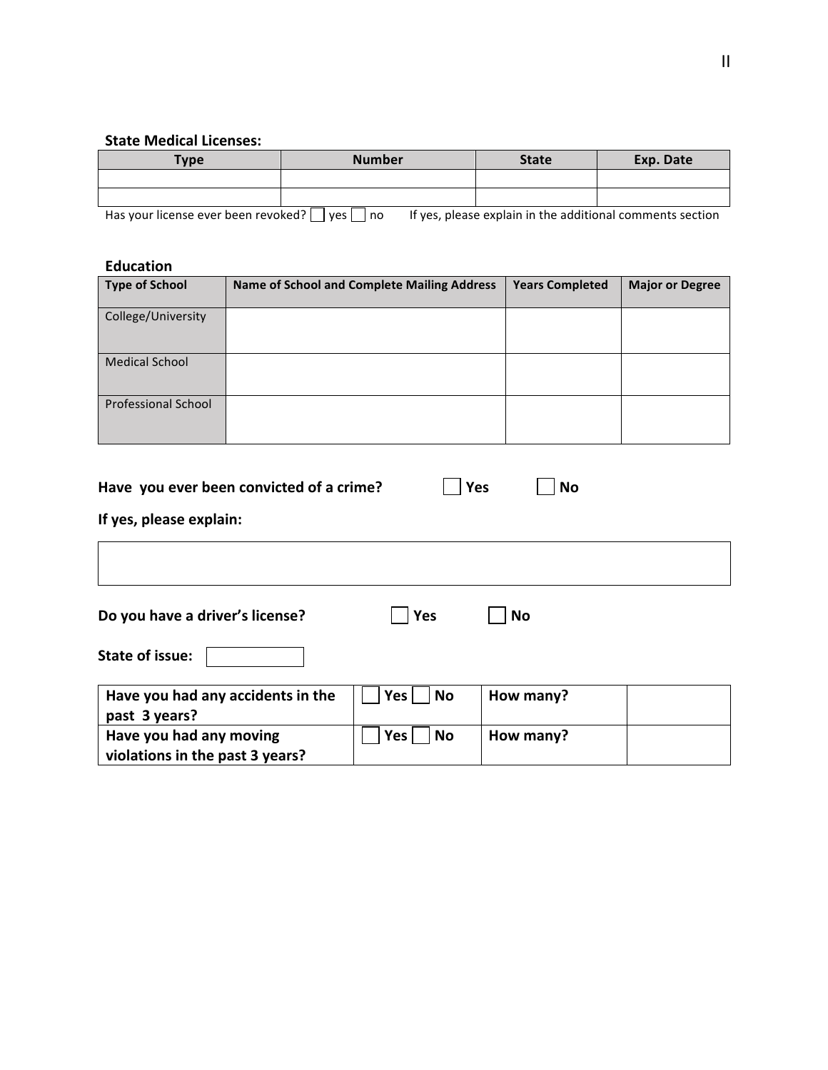**State Medical Licenses:**

| Type | Number | State | Exp. Date |
|---|---|---|---|
| | | | |
| | | | |

Has your license ever been revoked? ☐ yes ☐ no If yes, please explain in the additional comments section

**Education**

| Type of School | Name of School and Complete Mailing Address | Years Completed | Major or Degree |
|---|---|---|---|
| College/University | | | |
| Medical School | | | |
| Professional School | | | |

**Have you ever been convicted of a crime?** ☐ **Yes** ☐ **No**

**If yes, please explain:**

| |
|---|
| |

**Do you have a driver's license?** ☐ **Yes** ☐ **No**

**State of issue:** ______

| | | | |
|---|---|---|---|
| **Have you had any accidents in the past 3 years?** | ☐ **Yes** ☐ **No** | **How many?** | |
| **Have you had any moving violations in the past 3 years?** | ☐ **Yes** ☐ **No** | **How many?** | |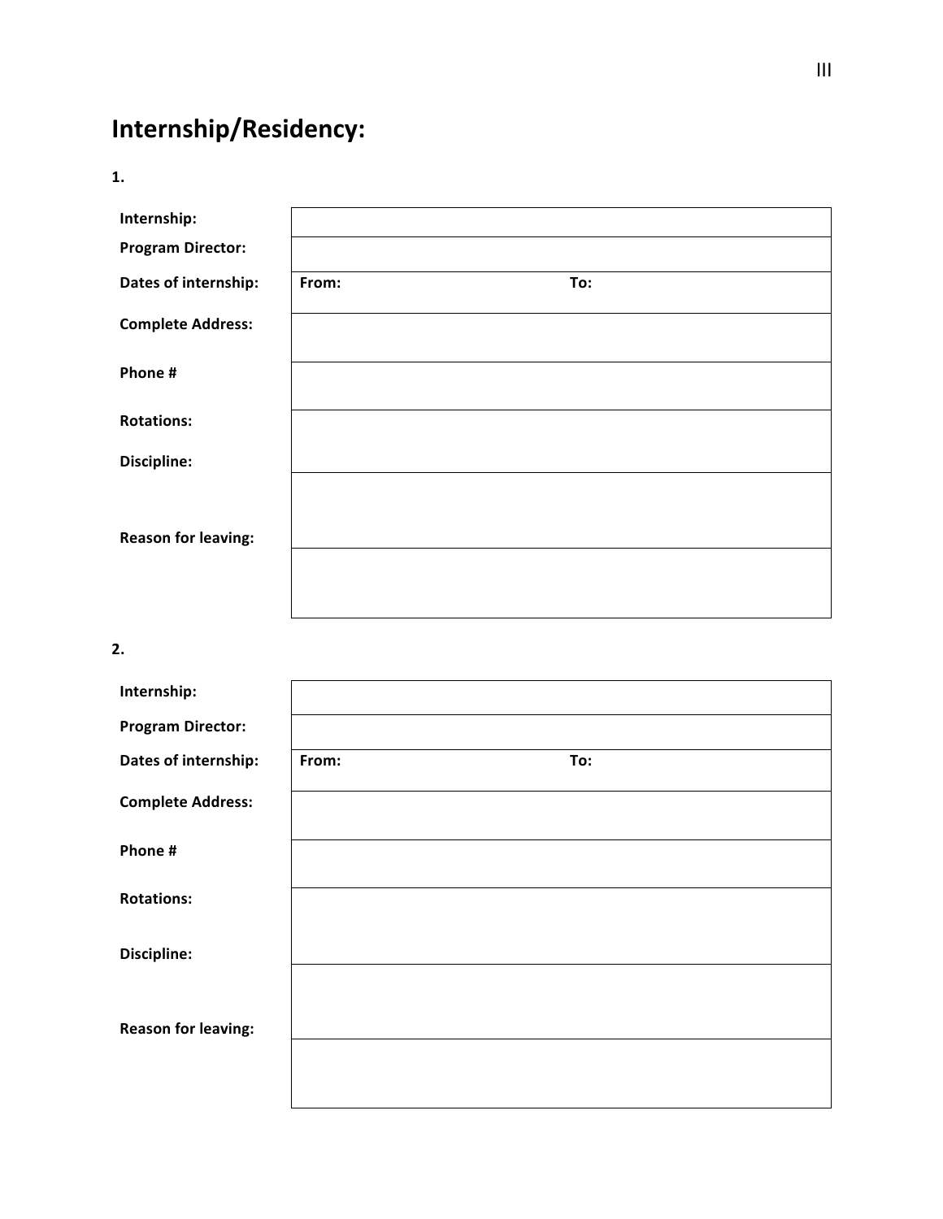# Internship/Residency:

**1.**

| | | |
|---|---|---|
| **Internship:** | | |
| **Program Director:** | | |
| **Dates of internship:** | **From:** | **To:** |
| **Complete Address:** | | |
| **Phone #** | | |
| **Rotations:** | | |
| **Discipline:** | | |
| **Reason for leaving:** | | |
| | | |

**2.**

| | | |
|---|---|---|
| **Internship:** | | |
| **Program Director:** | | |
| **Dates of internship:** | **From:** | **To:** |
| **Complete Address:** | | |
| **Phone #** | | |
| **Rotations:** | | |
| **Discipline:** | | |
| **Reason for leaving:** | | |
| | | |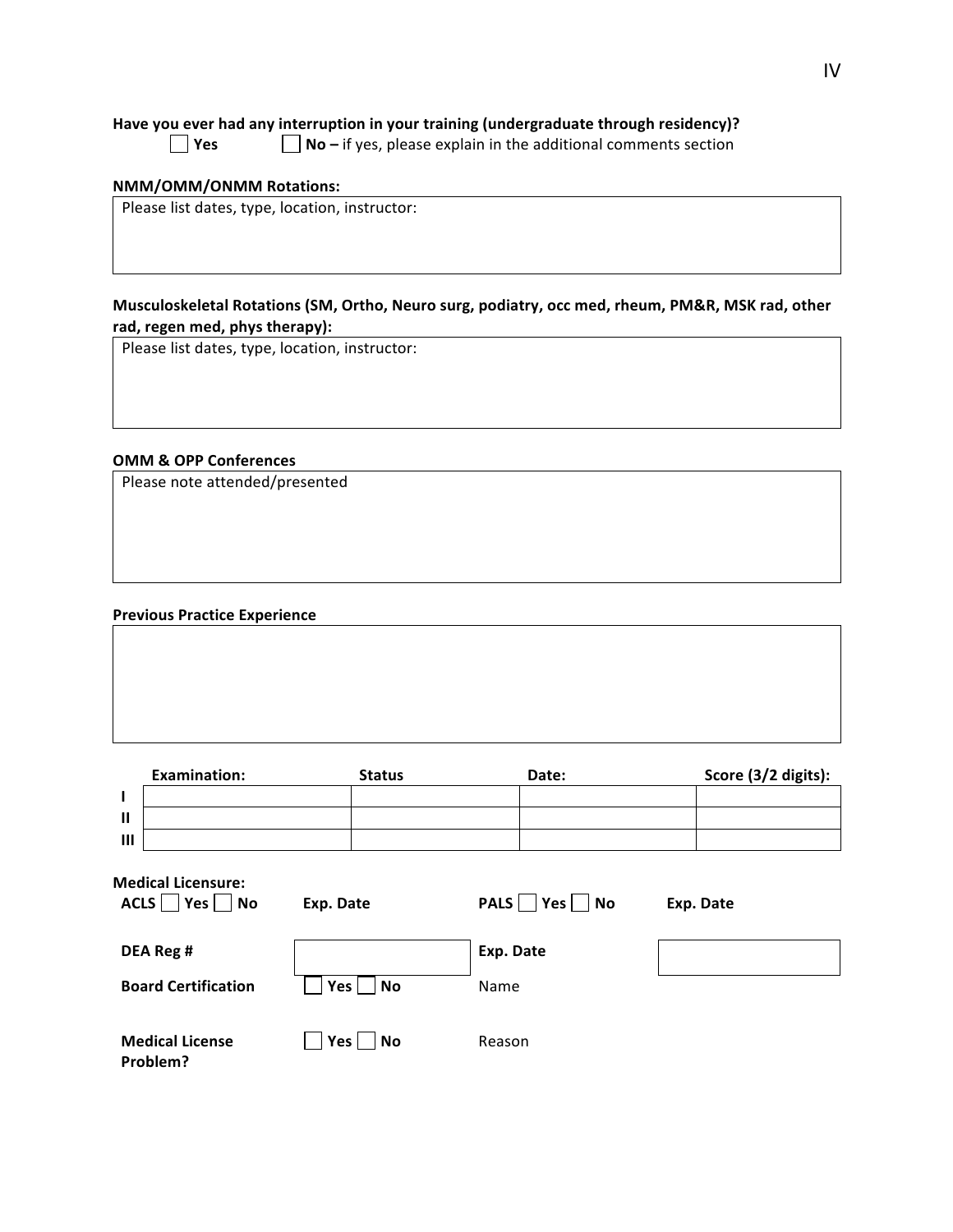**Have you ever had any interruption in your training (undergraduate through residency)?**

☐ **Yes** ☐ **No –** if yes, please explain in the additional comments section

**NMM/OMM/ONMM Rotations:**

Please list dates, type, location, instructor:

**Musculoskeletal Rotations (SM, Ortho, Neuro surg, podiatry, occ med, rheum, PM&R, MSK rad, other rad, regen med, phys therapy):**

Please list dates, type, location, instructor:

**OMM & OPP Conferences**

Please note attended/presented

**Previous Practice Experience**

| | Examination: | Status | Date: | Score (3/2 digits): |
|---|---|---|---|---|
| I | | | | |
| II | | | | |
| III | | | | |

**Medical Licensure:**

**ACLS** ☐ **Yes** ☐ **No** **Exp. Date** **PALS** ☐ **Yes** ☐ **No** **Exp. Date**

**DEA Reg #** **Exp. Date**

**Board Certification** ☐ **Yes** ☐ **No** Name

**Medical License Problem?** ☐ **Yes** ☐ **No** Reason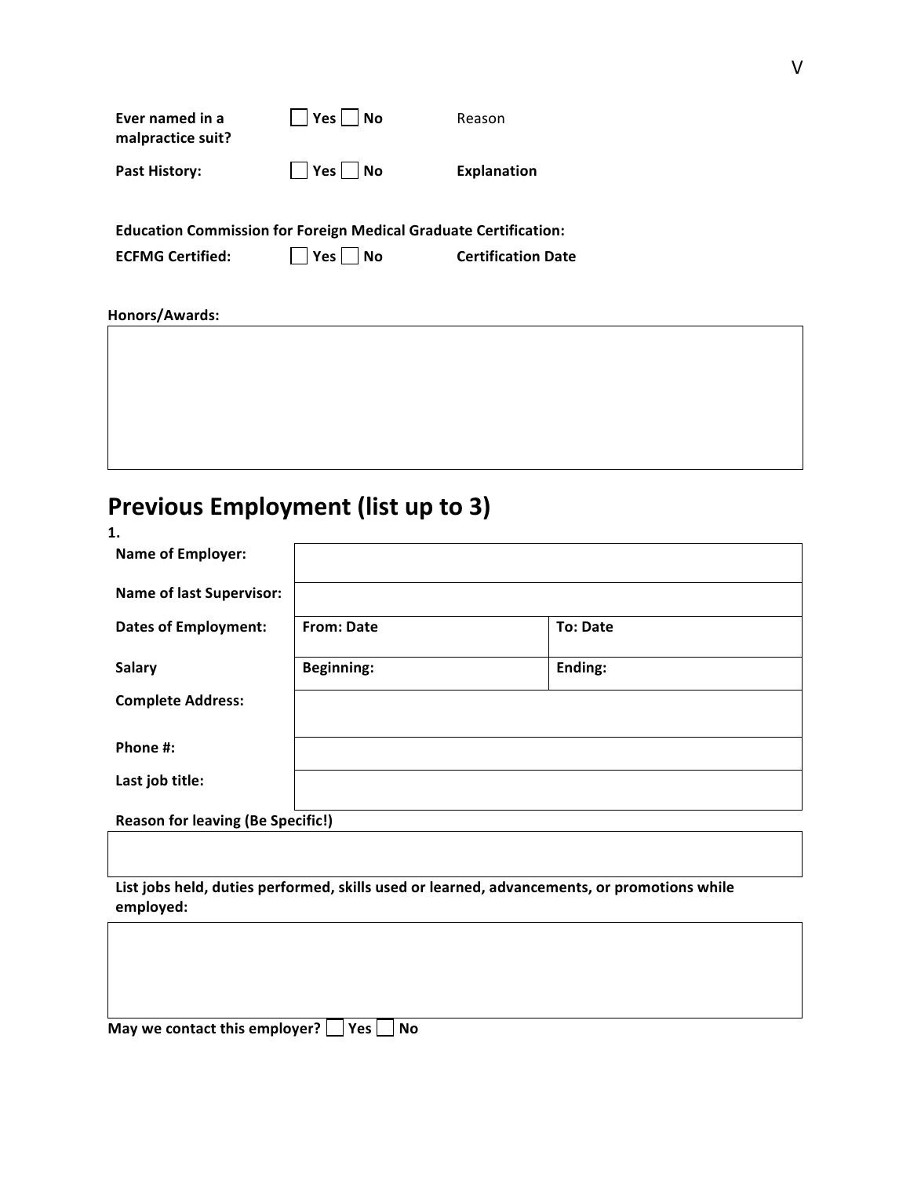**Ever named in a malpractice suit?** ☐ Yes ☐ No Reason

**Past History:** ☐ Yes ☐ No **Explanation**

**Education Commission for Foreign Medical Graduate Certification:**

**ECFMG Certified:** ☐ Yes ☐ No **Certification Date**

**Honors/Awards:**

| |
|---|
| |

# Previous Employment (list up to 3)

**1.**

| | | |
|---|---|---|
| **Name of Employer:** | | |
| **Name of last Supervisor:** | | |
| **Dates of Employment:** | **From: Date** | **To: Date** |
| **Salary** | **Beginning:** | **Ending:** |
| **Complete Address:** | | |
| **Phone #:** | | |
| **Last job title:** | | |

**Reason for leaving (Be Specific!)**

| |
|---|
| |

**List jobs held, duties performed, skills used or learned, advancements, or promotions while employed:**

| |
|---|
| |

**May we contact this employer?** ☐ **Yes** ☐ **No**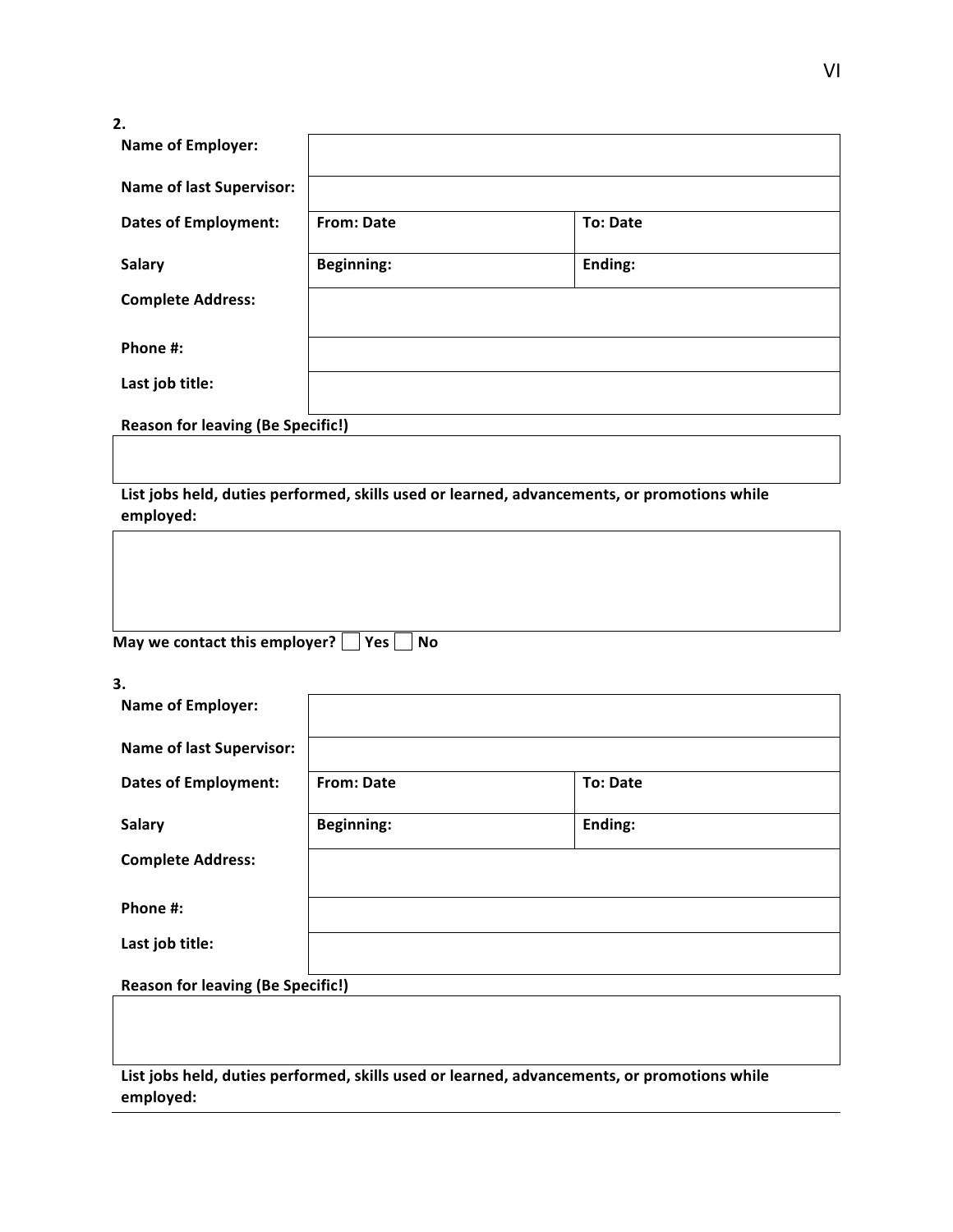**2.**

| | | |
|---|---|---|
| **Name of Employer:** | | |
| **Name of last Supervisor:** | | |
| **Dates of Employment:** | **From: Date** | **To: Date** |
| **Salary** | **Beginning:** | **Ending:** |
| **Complete Address:** | | |
| **Phone #:** | | |
| **Last job title:** | | |

**Reason for leaving (Be Specific!)**

**List jobs held, duties performed, skills used or learned, advancements, or promotions while employed:**

**May we contact this employer?** ☐ **Yes** ☐ **No**

**3.**

| | | |
|---|---|---|
| **Name of Employer:** | | |
| **Name of last Supervisor:** | | |
| **Dates of Employment:** | **From: Date** | **To: Date** |
| **Salary** | **Beginning:** | **Ending:** |
| **Complete Address:** | | |
| **Phone #:** | | |
| **Last job title:** | | |

**Reason for leaving (Be Specific!)**

**List jobs held, duties performed, skills used or learned, advancements, or promotions while employed:**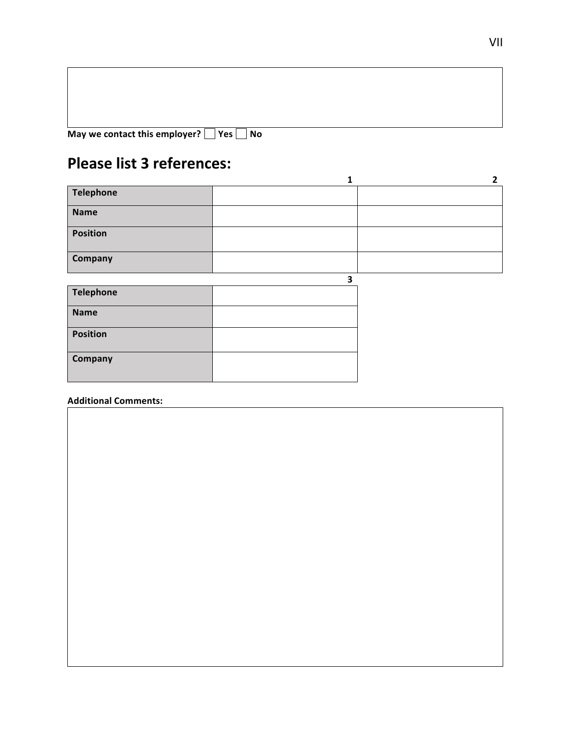May we contact this employer? ☐ Yes ☐ No

# Please list 3 references:

| | 1 | 2 |
|---|---|---|
| **Telephone** | | |
| **Name** | | |
| **Position** | | |
| **Company** | | |

| | 3 |
|---|---|
| **Telephone** | |
| **Name** | |
| **Position** | |
| **Company** | |

**Additional Comments:**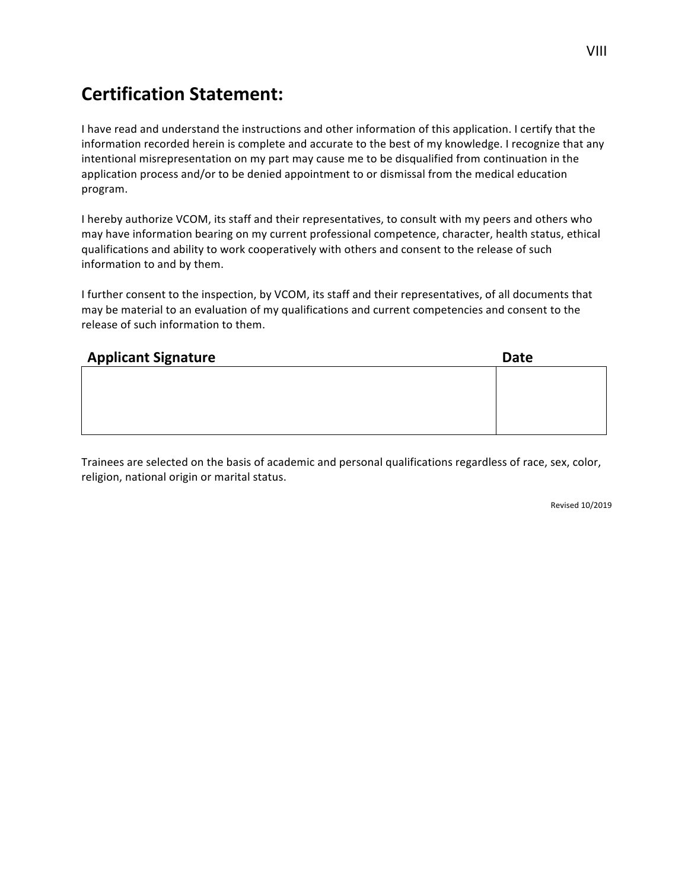## Certification Statement:

I have read and understand the instructions and other information of this application. I certify that the information recorded herein is complete and accurate to the best of my knowledge. I recognize that any intentional misrepresentation on my part may cause me to be disqualified from continuation in the application process and/or to be denied appointment to or dismissal from the medical education program.

I hereby authorize VCOM, its staff and their representatives, to consult with my peers and others who may have information bearing on my current professional competence, character, health status, ethical qualifications and ability to work cooperatively with others and consent to the release of such information to and by them.

I further consent to the inspection, by VCOM, its staff and their representatives, of all documents that may be material to an evaluation of my qualifications and current competencies and consent to the release of such information to them.

| **Applicant Signature** | **Date** |
| --- | --- |
| | |

Trainees are selected on the basis of academic and personal qualifications regardless of race, sex, color, religion, national origin or marital status.

Revised 10/2019